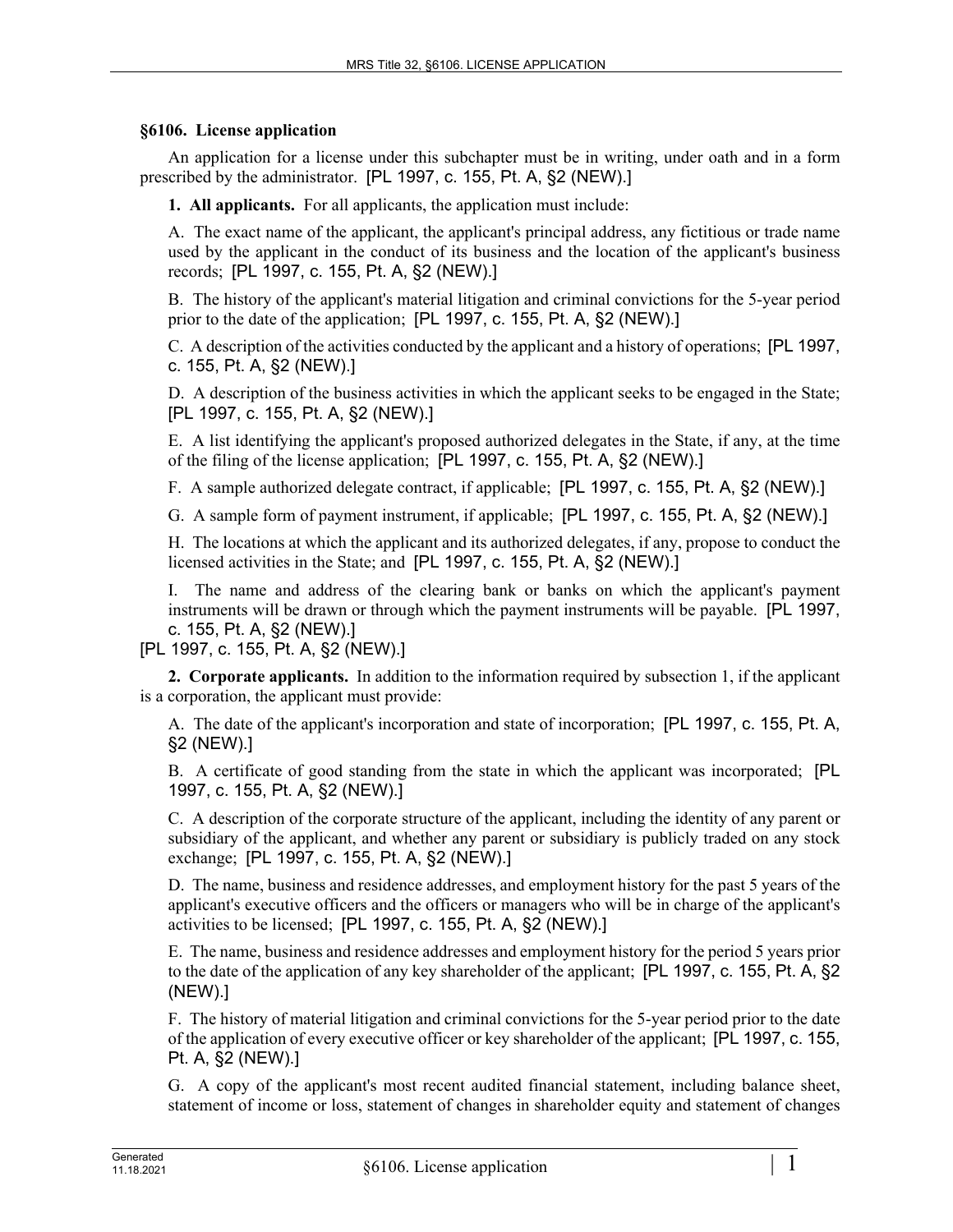### §6106. License application

An application for a license under this subchapter must be in writing, under oath and in a form prescribed by the administrator. [PL 1997, c. 155, Pt. A, §2 (NEW).]

**1. All applicants.** For all applicants, the application must include:

A. The exact name of the applicant, the applicant's principal address, any fictitious or trade name used by the applicant in the conduct of its business and the location of the applicant's business records; [PL 1997, c. 155, Pt. A, §2 (NEW).]

B. The history of the applicant's material litigation and criminal convictions for the 5-year period prior to the date of the application; [PL 1997, c. 155, Pt. A, §2 (NEW).]

C. A description of the activities conducted by the applicant and a history of operations; [PL 1997, c. 155, Pt. A, §2 (NEW).]

D. A description of the business activities in which the applicant seeks to be engaged in the State; [PL 1997, c. 155, Pt. A, §2 (NEW).]

E. A list identifying the applicant's proposed authorized delegates in the State, if any, at the time of the filing of the license application; [PL 1997, c. 155, Pt. A, §2 (NEW).]

F. A sample authorized delegate contract, if applicable; [PL 1997, c. 155, Pt. A, §2 (NEW).]

G. A sample form of payment instrument, if applicable; [PL 1997, c. 155, Pt. A, §2 (NEW).]

H. The locations at which the applicant and its authorized delegates, if any, propose to conduct the licensed activities in the State; and [PL 1997, c. 155, Pt. A, §2 (NEW).]

I. The name and address of the clearing bank or banks on which the applicant's payment instruments will be drawn or through which the payment instruments will be payable. [PL 1997, c. 155, Pt. A, §2 (NEW).]

[PL 1997, c. 155, Pt. A, §2 (NEW).]

**2. Corporate applicants.** In addition to the information required by subsection 1, if the applicant is a corporation, the applicant must provide:

A. The date of the applicant's incorporation and state of incorporation; [PL 1997, c. 155, Pt. A, §2 (NEW).]

B. A certificate of good standing from the state in which the applicant was incorporated; [PL 1997, c. 155, Pt. A, §2 (NEW).]

C. A description of the corporate structure of the applicant, including the identity of any parent or subsidiary of the applicant, and whether any parent or subsidiary is publicly traded on any stock exchange; [PL 1997, c. 155, Pt. A, §2 (NEW).]

D. The name, business and residence addresses, and employment history for the past 5 years of the applicant's executive officers and the officers or managers who will be in charge of the applicant's activities to be licensed; [PL 1997, c. 155, Pt. A, §2 (NEW).]

E. The name, business and residence addresses and employment history for the period 5 years prior to the date of the application of any key shareholder of the applicant; [PL 1997, c. 155, Pt. A, §2 (NEW).]

F. The history of material litigation and criminal convictions for the 5-year period prior to the date of the application of every executive officer or key shareholder of the applicant; [PL 1997, c. 155, Pt. A, §2 (NEW).]

G. A copy of the applicant's most recent audited financial statement, including balance sheet, statement of income or loss, statement of changes in shareholder equity and statement of changes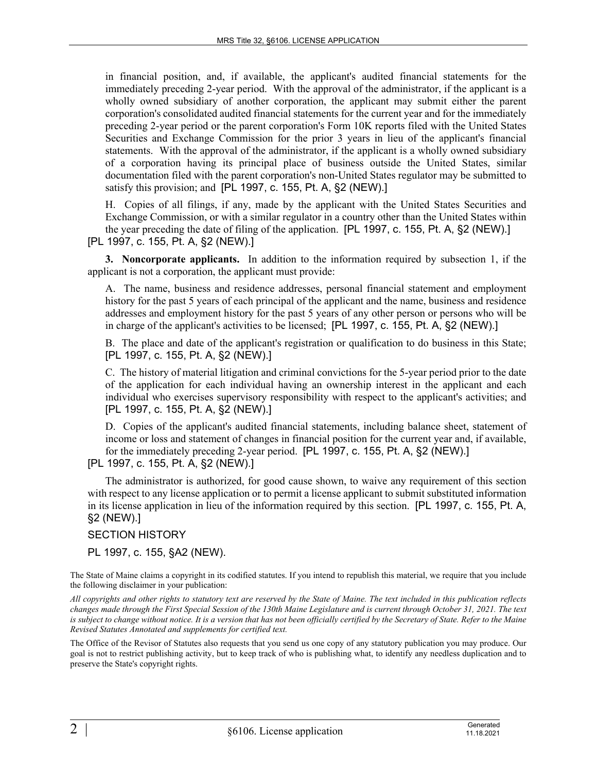in financial position, and, if available, the applicant's audited financial statements for the immediately preceding 2-year period. With the approval of the administrator, if the applicant is a wholly owned subsidiary of another corporation, the applicant may submit either the parent corporation's consolidated audited financial statements for the current year and for the immediately preceding 2-year period or the parent corporation's Form 10K reports filed with the United States Securities and Exchange Commission for the prior 3 years in lieu of the applicant's financial statements. With the approval of the administrator, if the applicant is a wholly owned subsidiary of a corporation having its principal place of business outside the United States, similar documentation filed with the parent corporation's non-United States regulator may be submitted to satisfy this provision; and [PL 1997, c. 155, Pt. A, §2 (NEW).]

H. Copies of all filings, if any, made by the applicant with the United States Securities and Exchange Commission, or with a similar regulator in a country other than the United States within the year preceding the date of filing of the application. [PL 1997, c. 155, Pt. A, §2 (NEW).]

[PL 1997, c. 155, Pt. A, §2 (NEW).]

**3. Noncorporate applicants.** In addition to the information required by subsection 1, if the applicant is not a corporation, the applicant must provide:

A. The name, business and residence addresses, personal financial statement and employment history for the past 5 years of each principal of the applicant and the name, business and residence addresses and employment history for the past 5 years of any other person or persons who will be in charge of the applicant's activities to be licensed; [PL 1997, c. 155, Pt. A, §2 (NEW).]

B. The place and date of the applicant's registration or qualification to do business in this State; [PL 1997, c. 155, Pt. A, §2 (NEW).]

C. The history of material litigation and criminal convictions for the 5-year period prior to the date of the application for each individual having an ownership interest in the applicant and each individual who exercises supervisory responsibility with respect to the applicant's activities; and [PL 1997, c. 155, Pt. A, §2 (NEW).]

D. Copies of the applicant's audited financial statements, including balance sheet, statement of income or loss and statement of changes in financial position for the current year and, if available, for the immediately preceding 2-year period. [PL 1997, c. 155, Pt. A, §2 (NEW).]

[PL 1997, c. 155, Pt. A, §2 (NEW).]

The administrator is authorized, for good cause shown, to waive any requirement of this section with respect to any license application or to permit a license applicant to submit substituted information in its license application in lieu of the information required by this section. [PL 1997, c. 155, Pt. A, §2 (NEW).]

SECTION HISTORY

PL 1997, c. 155, §A2 (NEW).

The State of Maine claims a copyright in its codified statutes. If you intend to republish this material, we require that you include the following disclaimer in your publication:

*All copyrights and other rights to statutory text are reserved by the State of Maine. The text included in this publication reflects changes made through the First Special Session of the 130th Maine Legislature and is current through October 31, 2021. The text is subject to change without notice. It is a version that has not been officially certified by the Secretary of State. Refer to the Maine Revised Statutes Annotated and supplements for certified text.*

The Office of the Revisor of Statutes also requests that you send us one copy of any statutory publication you may produce. Our goal is not to restrict publishing activity, but to keep track of who is publishing what, to identify any needless duplication and to preserve the State's copyright rights.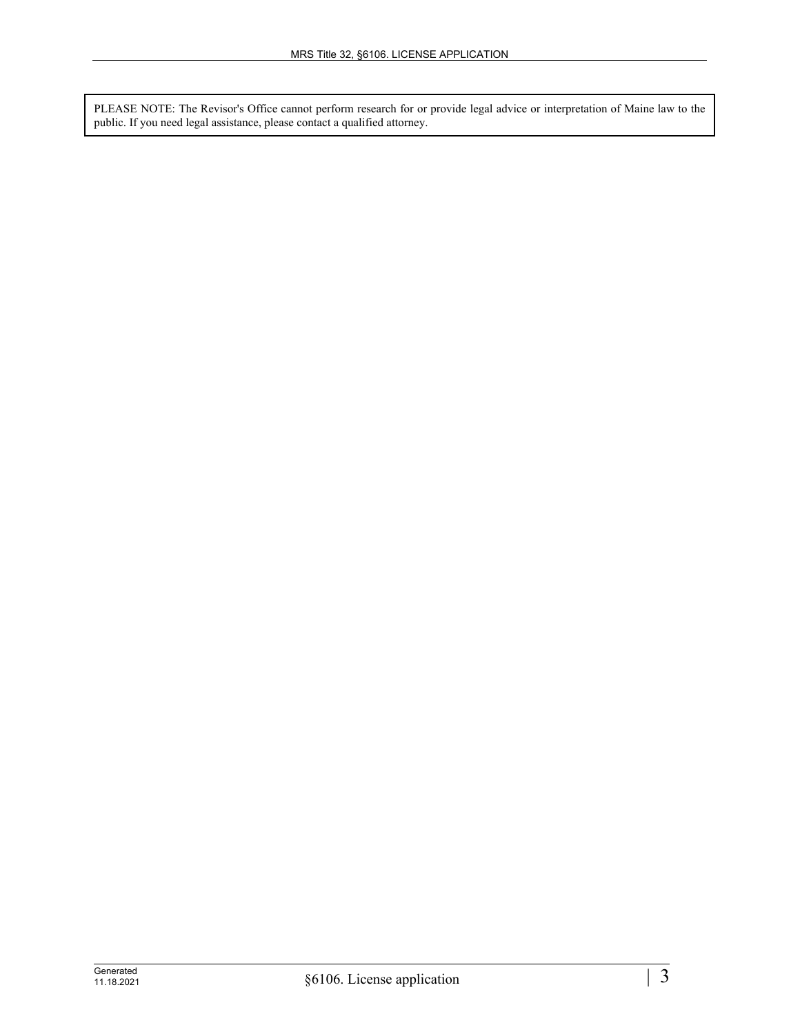PLEASE NOTE: The Revisor's Office cannot perform research for or provide legal advice or interpretation of Maine law to the public. If you need legal assistance, please contact a qualified attorney.